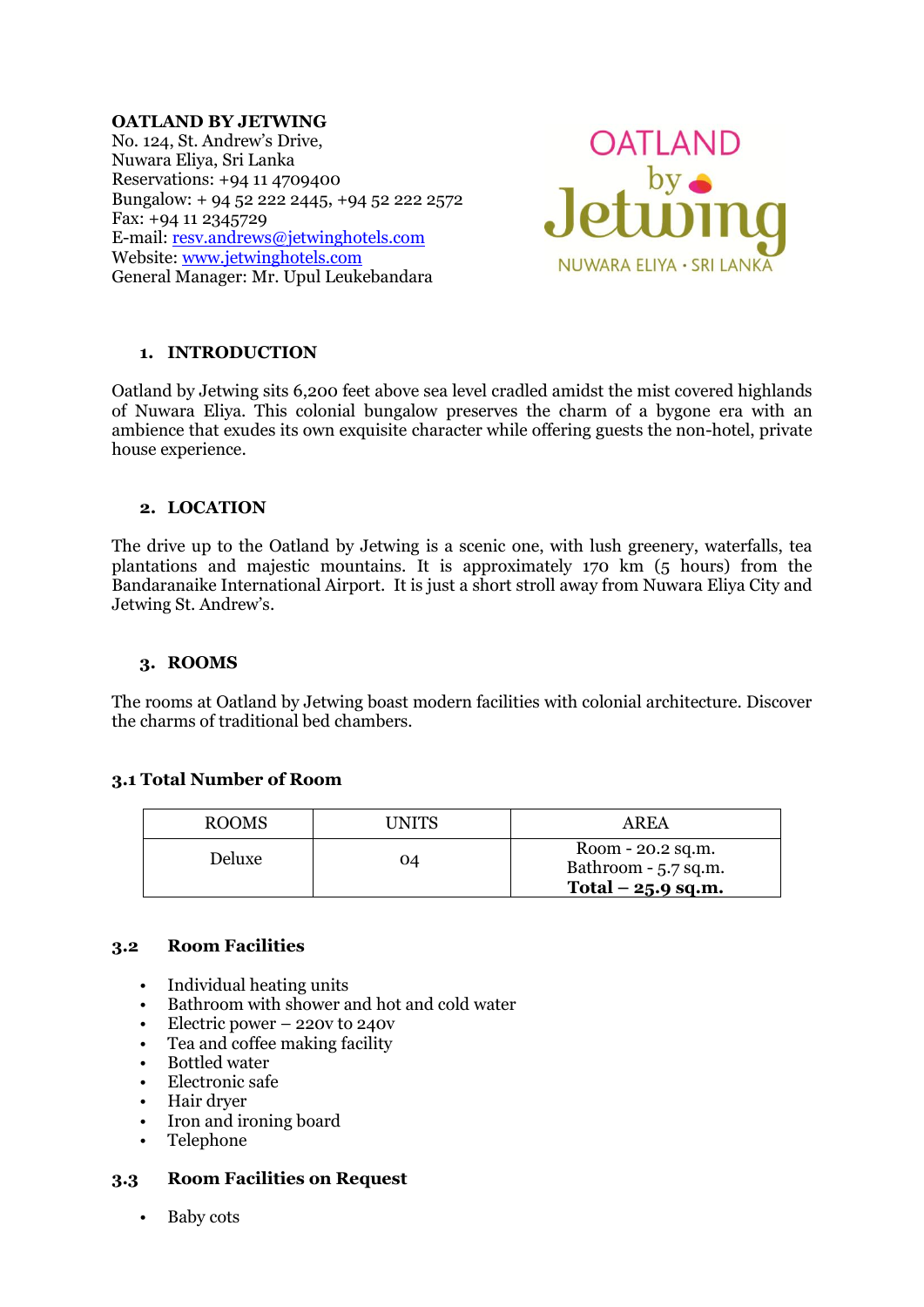**OATLAND BY JETWING**
No. 124, St. Andrew's Drive,
Nuwara Eliya, Sri Lanka
Reservations: +94 11 4709400
Bungalow: + 94 52 222 2445, +94 52 222 2572
Fax: +94 11 2345729
E-mail: resv.andrews@jetwinghotels.com
Website: www.jetwinghotels.com
General Manager: Mr. Upul Leukebandara

OATLAND by Jetwing
NUWARA ELIYA • SRI LANKA

## 1. INTRODUCTION

Oatland by Jetwing sits 6,200 feet above sea level cradled amidst the mist covered highlands of Nuwara Eliya. This colonial bungalow preserves the charm of a bygone era with an ambience that exudes its own exquisite character while offering guests the non-hotel, private house experience.

## 2. LOCATION

The drive up to the Oatland by Jetwing is a scenic one, with lush greenery, waterfalls, tea plantations and majestic mountains. It is approximately 170 km (5 hours) from the Bandaranaike International Airport. It is just a short stroll away from Nuwara Eliya City and Jetwing St. Andrew's.

## 3. ROOMS

The rooms at Oatland by Jetwing boast modern facilities with colonial architecture. Discover the charms of traditional bed chambers.

### 3.1 Total Number of Room

| ROOMS | UNITS | AREA |
|---|---|---|
| Deluxe | 04 | Room - 20.2 sq.m.<br>Bathroom - 5.7 sq.m.<br>**Total – 25.9 sq.m.** |

### 3.2 Room Facilities

- Individual heating units
- Bathroom with shower and hot and cold water
- Electric power – 220v to 240v
- Tea and coffee making facility
- Bottled water
- Electronic safe
- Hair dryer
- Iron and ironing board
- Telephone

### 3.3 Room Facilities on Request

- Baby cots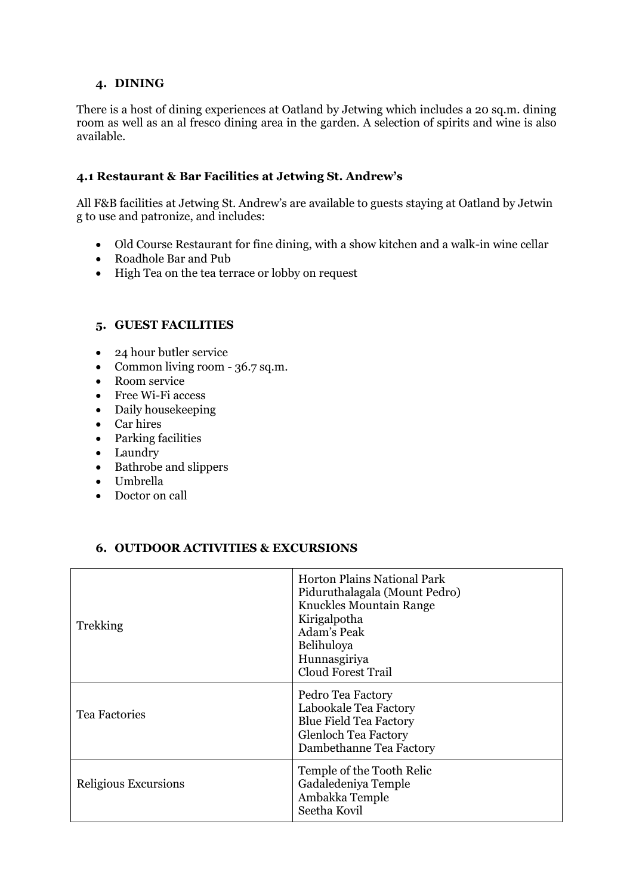## 4. DINING

There is a host of dining experiences at Oatland by Jetwing which includes a 20 sq.m. dining room as well as an al fresco dining area in the garden. A selection of spirits and wine is also available.

### 4.1 Restaurant & Bar Facilities at Jetwing St. Andrew's

All F&B facilities at Jetwing St. Andrew's are available to guests staying at Oatland by Jetwing to use and patronize, and includes:

- Old Course Restaurant for fine dining, with a show kitchen and a walk-in wine cellar
- Roadhole Bar and Pub
- High Tea on the tea terrace or lobby on request

## 5. GUEST FACILITIES

- 24 hour butler service
- Common living room - 36.7 sq.m.
- Room service
- Free Wi-Fi access
- Daily housekeeping
- Car hires
- Parking facilities
- Laundry
- Bathrobe and slippers
- Umbrella
- Doctor on call

## 6. OUTDOOR ACTIVITIES & EXCURSIONS

| | |
|---|---|
| Trekking | Horton Plains National Park<br>Piduruthalagala (Mount Pedro)<br>Knuckles Mountain Range<br>Kirigalpotha<br>Adam's Peak<br>Belihuloya<br>Hunnasgiriya<br>Cloud Forest Trail |
| Tea Factories | Pedro Tea Factory<br>Labookale Tea Factory<br>Blue Field Tea Factory<br>Glenloch Tea Factory<br>Dambethanne Tea Factory |
| Religious Excursions | Temple of the Tooth Relic<br>Gadaledeniya Temple<br>Ambakka Temple<br>Seetha Kovil |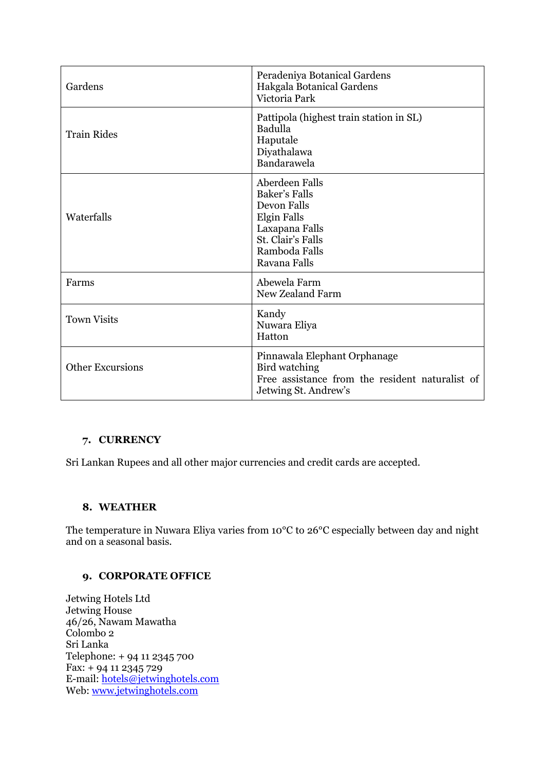| | |
|---|---|
| Gardens | Peradeniya Botanical Gardens<br>Hakgala Botanical Gardens<br>Victoria Park |
| Train Rides | Pattipola (highest train station in SL)<br>Badulla<br>Haputale<br>Diyathalawa<br>Bandarawela |
| Waterfalls | Aberdeen Falls<br>Baker's Falls<br>Devon Falls<br>Elgin Falls<br>Laxapana Falls<br>St. Clair's Falls<br>Ramboda Falls<br>Ravana Falls |
| Farms | Abewela Farm<br>New Zealand Farm |
| Town Visits | Kandy<br>Nuwara Eliya<br>Hatton |
| Other Excursions | Pinnawala Elephant Orphanage<br>Bird watching<br>Free assistance from the resident naturalist of Jetwing St. Andrew's |

## 7. CURRENCY

Sri Lankan Rupees and all other major currencies and credit cards are accepted.

## 8. WEATHER

The temperature in Nuwara Eliya varies from 10°C to 26°C especially between day and night and on a seasonal basis.

## 9. CORPORATE OFFICE

Jetwing Hotels Ltd
Jetwing House
46/26, Nawam Mawatha
Colombo 2
Sri Lanka
Telephone: + 94 11 2345 700
Fax: + 94 11 2345 729
E-mail: [hotels@jetwinghotels.com](mailto:hotels@jetwinghotels.com)
Web: [www.jetwinghotels.com](http://www.jetwinghotels.com)